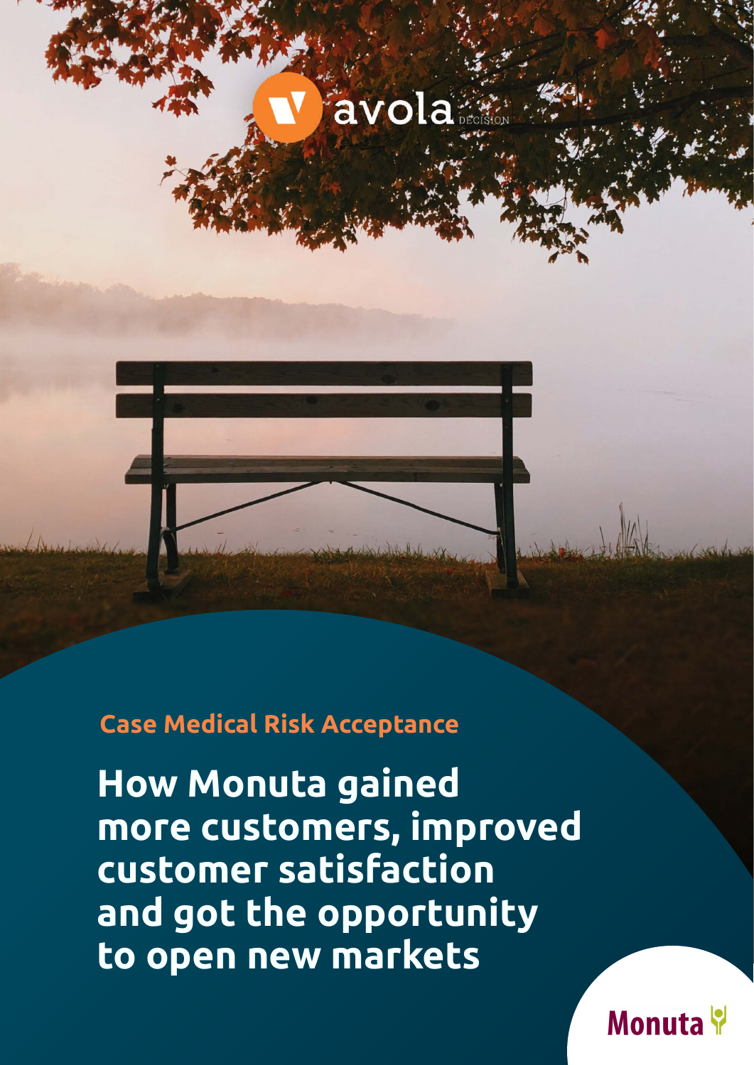avola DECISION

Case Medical Risk Acceptance

# How Monuta gained more customers, improved customer satisfaction and got the opportunity to open new markets

Monuta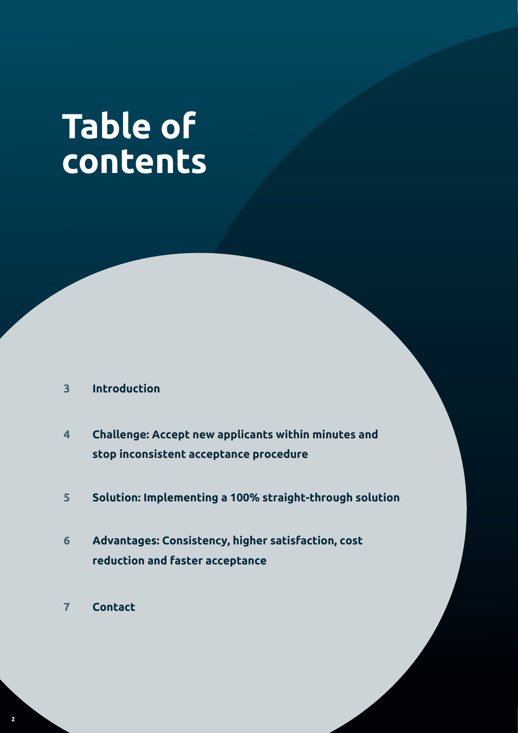# Table of contents

3 **Introduction**

4 **Challenge: Accept new applicants within minutes and stop inconsistent acceptance procedure**

5 **Solution: Implementing a 100% straight-through solution**

6 **Advantages: Consistency, higher satisfaction, cost reduction and faster acceptance**

7 **Contact**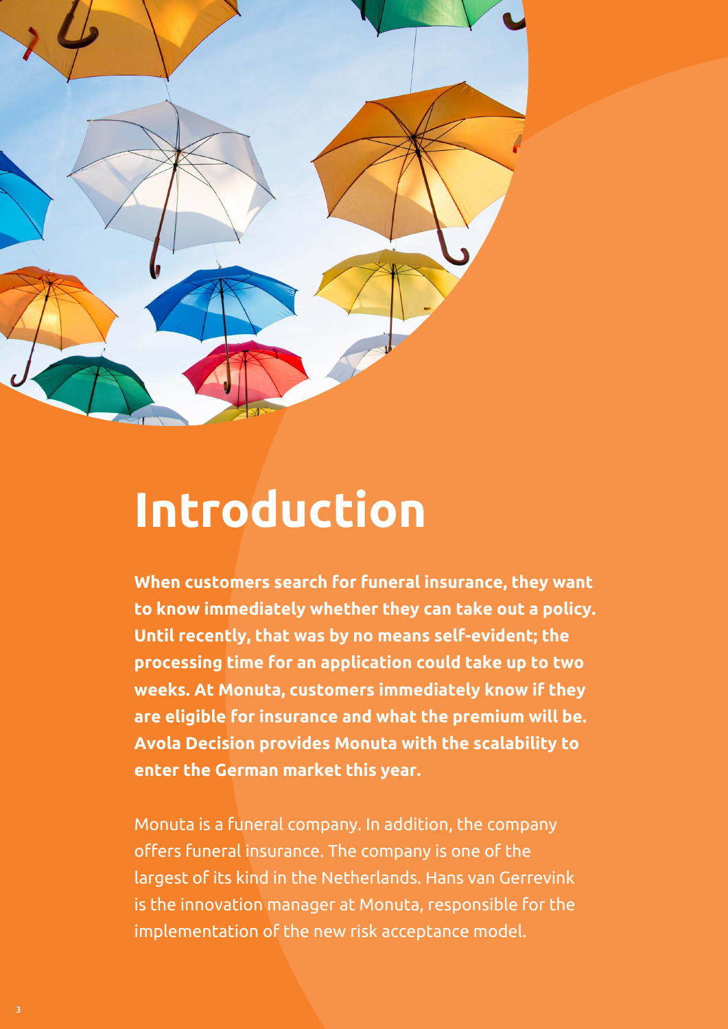# Introduction

**When customers search for funeral insurance, they want to know immediately whether they can take out a policy. Until recently, that was by no means self-evident; the processing time for an application could take up to two weeks. At Monuta, customers immediately know if they are eligible for insurance and what the premium will be. Avola Decision provides Monuta with the scalability to enter the German market this year.**

Monuta is a funeral company. In addition, the company offers funeral insurance. The company is one of the largest of its kind in the Netherlands. Hans van Gerrevink is the innovation manager at Monuta, responsible for the implementation of the new risk acceptance model.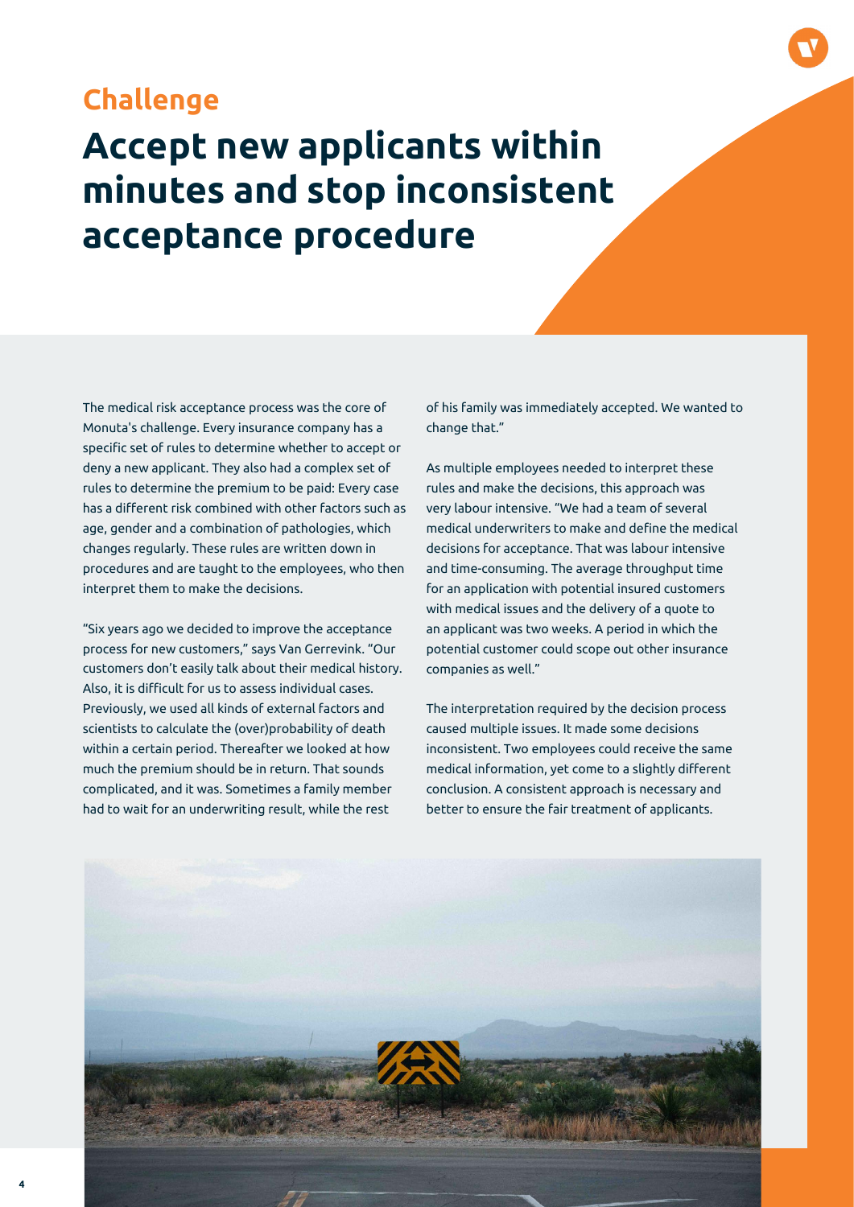## Challenge

# Accept new applicants within minutes and stop inconsistent acceptance procedure

The medical risk acceptance process was the core of Monuta's challenge. Every insurance company has a specific set of rules to determine whether to accept or deny a new applicant. They also had a complex set of rules to determine the premium to be paid: Every case has a different risk combined with other factors such as age, gender and a combination of pathologies, which changes regularly. These rules are written down in procedures and are taught to the employees, who then interpret them to make the decisions.

"Six years ago we decided to improve the acceptance process for new customers," says Van Gerrevink. "Our customers don't easily talk about their medical history. Also, it is difficult for us to assess individual cases. Previously, we used all kinds of external factors and scientists to calculate the (over)probability of death within a certain period. Thereafter we looked at how much the premium should be in return. That sounds complicated, and it was. Sometimes a family member had to wait for an underwriting result, while the rest of his family was immediately accepted. We wanted to change that."

As multiple employees needed to interpret these rules and make the decisions, this approach was very labour intensive. "We had a team of several medical underwriters to make and define the medical decisions for acceptance. That was labour intensive and time-consuming. The average throughput time for an application with potential insured customers with medical issues and the delivery of a quote to an applicant was two weeks. A period in which the potential customer could scope out other insurance companies as well."

The interpretation required by the decision process caused multiple issues. It made some decisions inconsistent. Two employees could receive the same medical information, yet come to a slightly different conclusion. A consistent approach is necessary and better to ensure the fair treatment of applicants.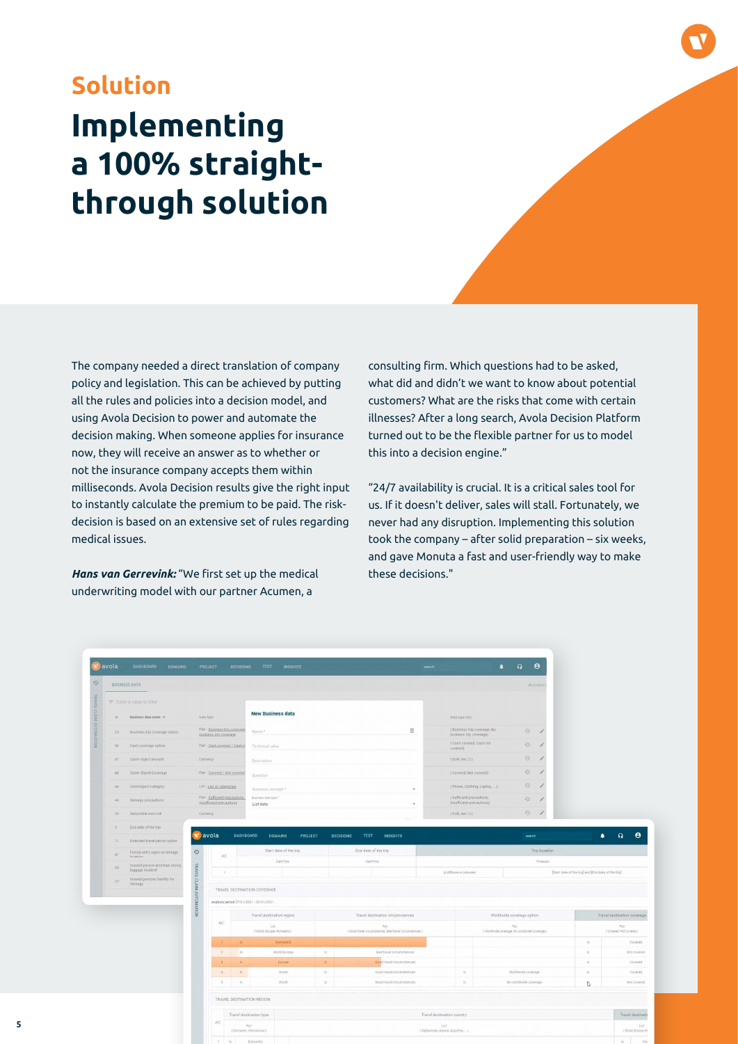## Solution

# Implementing a 100% straight-through solution

The company needed a direct translation of company policy and legislation. This can be achieved by putting all the rules and policies into a decision model, and using Avola Decision to power and automate the decision making. When someone applies for insurance now, they will receive an answer as to whether or not the insurance company accepts them within milliseconds. Avola Decision results give the right input to instantly calculate the premium to be paid. The risk-decision is based on an extensive set of rules regarding medical issues.

***Hans van Gerrevink:*** "We first set up the medical underwriting model with our partner Acumen, a consulting firm. Which questions had to be asked, what did and didn't we want to know about potential customers? What are the risks that come with certain illnesses? After a long search, Avola Decision Platform turned out to be the flexible partner for us to model this into a decision engine."

"24/7 availability is crucial. It is a critical sales tool for us. If it doesn't deliver, sales will stall. Fortunately, we never had any disruption. Implementing this solution took the company – after solid preparation – six weeks, and gave Monuta a fast and user-friendly way to make these decisions."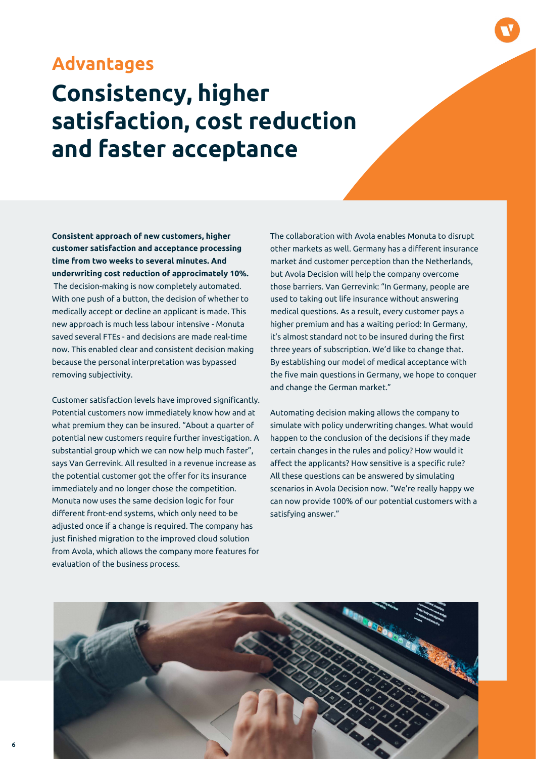## Advantages

# Consistency, higher satisfaction, cost reduction and faster acceptance

**Consistent approach of new customers, higher customer satisfaction and acceptance processing time from two weeks to several minutes. And underwriting cost reduction of approcimately 10%.** The decision-making is now completely automated. With one push of a button, the decision of whether to medically accept or decline an applicant is made. This new approach is much less labour intensive - Monuta saved several FTEs - and decisions are made real-time now. This enabled clear and consistent decision making because the personal interpretation was bypassed removing subjectivity.

Customer satisfaction levels have improved significantly. Potential customers now immediately know how and at what premium they can be insured. "About a quarter of potential new customers require further investigation. A substantial group which we can now help much faster", says Van Gerrevink. All resulted in a revenue increase as the potential customer got the offer for its insurance immediately and no longer chose the competition. Monuta now uses the same decision logic for four different front-end systems, which only need to be adjusted once if a change is required. The company has just finished migration to the improved cloud solution from Avola, which allows the company more features for evaluation of the business process.

The collaboration with Avola enables Monuta to disrupt other markets as well. Germany has a different insurance market ánd customer perception than the Netherlands, but Avola Decision will help the company overcome those barriers. Van Gerrevink: "In Germany, people are used to taking out life insurance without answering medical questions. As a result, every customer pays a higher premium and has a waiting period: In Germany, it's almost standard not to be insured during the first three years of subscription. We'd like to change that. By establishing our model of medical acceptance with the five main questions in Germany, we hope to conquer and change the German market."

Automating decision making allows the company to simulate with policy underwriting changes. What would happen to the conclusion of the decisions if they made certain changes in the rules and policy? How would it affect the applicants? How sensitive is a specific rule? All these questions can be answered by simulating scenarios in Avola Decision now. "We're really happy we can now provide 100% of our potential customers with a satisfying answer."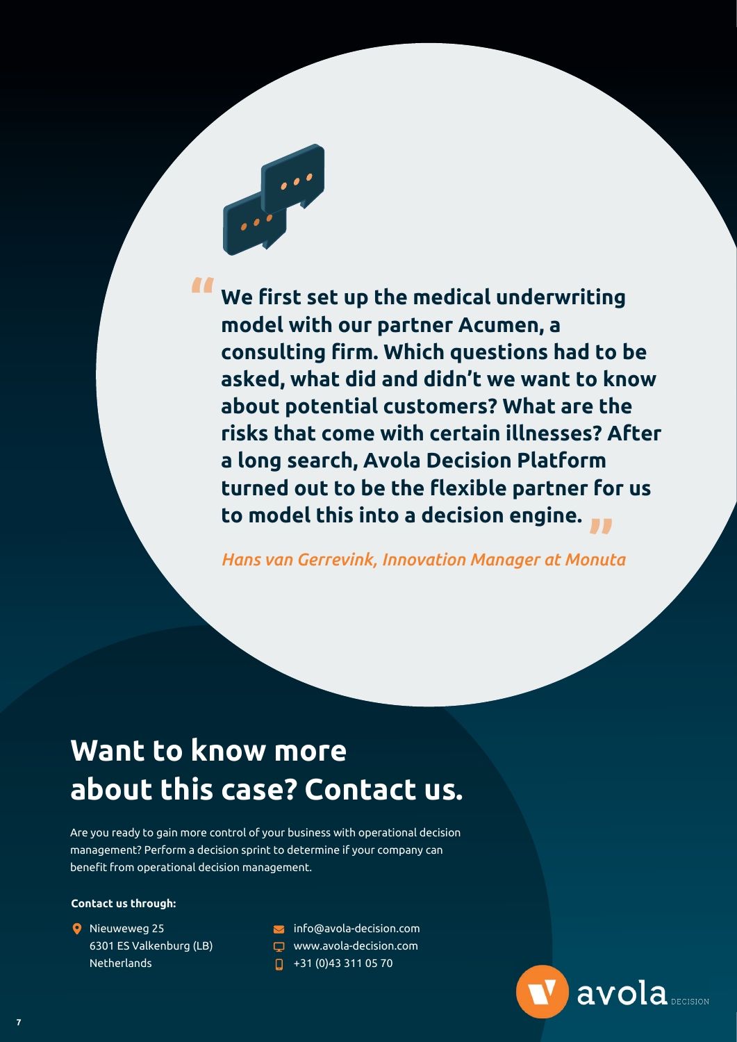> **"We first set up the medical underwriting model with our partner Acumen, a consulting firm. Which questions had to be asked, what did and didn't we want to know about potential customers? What are the risks that come with certain illnesses? After a long search, Avola Decision Platform turned out to be the flexible partner for us to model this into a decision engine."**
>
> *Hans van Gerrevink, Innovation Manager at Monuta*

# Want to know more about this case? Contact us.

Are you ready to gain more control of your business with operational decision management? Perform a decision sprint to determine if your company can benefit from operational decision management.

**Contact us through:**

Nieuweweg 25
6301 ES Valkenburg (LB)
Netherlands

info@avola-decision.com
www.avola-decision.com
+31 (0)43 311 05 70

avola DECISION